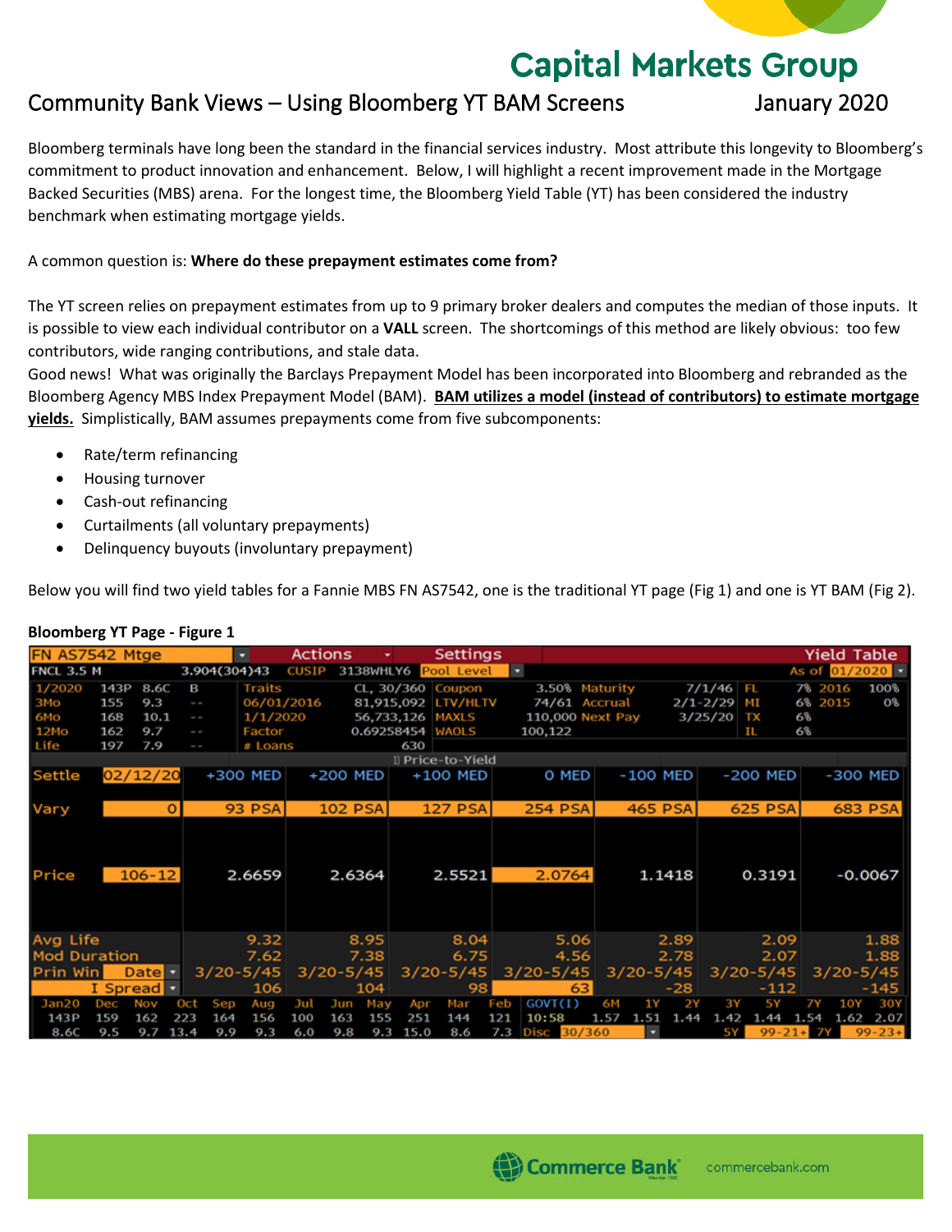# Capital Markets Group

## Community Bank Views – Using Bloomberg YT BAM Screens

January 2020

Bloomberg terminals have long been the standard in the financial services industry. Most attribute this longevity to Bloomberg's commitment to product innovation and enhancement. Below, I will highlight a recent improvement made in the Mortgage Backed Securities (MBS) arena. For the longest time, the Bloomberg Yield Table (YT) has been considered the industry benchmark when estimating mortgage yields.

A common question is: **Where do these prepayment estimates come from?**

The YT screen relies on prepayment estimates from up to 9 primary broker dealers and computes the median of those inputs. It is possible to view each individual contributor on a **VALL** screen. The shortcomings of this method are likely obvious: too few contributors, wide ranging contributions, and stale data.

Good news! What was originally the Barclays Prepayment Model has been incorporated into Bloomberg and rebranded as the Bloomberg Agency MBS Index Prepayment Model (BAM). **BAM utilizes a model (instead of contributors) to estimate mortgage yields.** Simplistically, BAM assumes prepayments come from five subcomponents:

- Rate/term refinancing
- Housing turnover
- Cash-out refinancing
- Curtailments (all voluntary prepayments)
- Delinquency buyouts (involuntary prepayment)

Below you will find two yield tables for a Fannie MBS FN AS7542, one is the traditional YT page (Fig 1) and one is YT BAM (Fig 2).

**Bloomberg YT Page - Figure 1**

FN AS7542 Mtge — Actions — Settings — Yield Table

FNCL 3.5 M — 3.904(304)43 — CUSIP 3138WHLY6 — Pool Level — As of 01/2020

| | | | | | | | | | | | |
|---|---|---|---|---|---|---|---|---|---|---|---|
| 1/2020 | 143P | 8.6C | B | Traits | CL, 30/360 | Coupon | 3.50% | Maturity | 7/1/46 | FL 7% | 2016 100% |
| 3Mo | 155 | 9.3 | -- | 06/01/2016 | 81,915,092 | LTV/HLTV | 74/61 | Accrual | 2/1-2/29 | MI 6% | 2015 0% |
| 6Mo | 168 | 10.1 | -- | 1/1/2020 | 56,733,126 | MAXLS | 110,000 | Next Pay | 3/25/20 | TX 6% | |
| 12Mo | 162 | 9.7 | -- | Factor | 0.69258454 | WAOLS | 100,122 | | | IL 6% | |
| Life | 197 | 7.9 | -- | # Loans | 630 | | | | | | |

1) Price-to-Yield

| Settle 02/12/20 | +300 MED | +200 MED | +100 MED | 0 MED | -100 MED | -200 MED | -300 MED |
|---|---|---|---|---|---|---|---|
| Vary 0 | 93 PSA | 102 PSA | 127 PSA | 254 PSA | 465 PSA | 625 PSA | 683 PSA |
| Price 106-12 | 2.6659 | 2.6364 | 2.5521 | 2.0764 | 1.1418 | 0.3191 | -0.0067 |
| Avg Life | 9.32 | 8.95 | 8.04 | 5.06 | 2.89 | 2.09 | 1.88 |
| Mod Duration | 7.62 | 7.38 | 6.75 | 4.56 | 2.78 | 2.07 | 1.88 |
| Prin Win Date | 3/20-5/45 | 3/20-5/45 | 3/20-5/45 | 3/20-5/45 | 3/20-5/45 | 3/20-5/45 | 3/20-5/45 |
| I Spread | 106 | 104 | 98 | 63 | -28 | -112 | -145 |

| Jan20 | Dec | Nov | Oct | Sep | Aug | Jul | Jun | May | Apr | Mar | Feb |
|---|---|---|---|---|---|---|---|---|---|---|---|
| 143P | 159 | 162 | 223 | 164 | 156 | 100 | 163 | 155 | 251 | 144 | 121 |
| 8.6C | 9.5 | 9.7 | 13.4 | 9.9 | 9.3 | 6.0 | 9.8 | 9.3 | 15.0 | 8.6 | 7.3 |

| GOVT(I) | 6M | 1Y | 2Y | 3Y | 5Y | 7Y | 10Y | 30Y |
|---|---|---|---|---|---|---|---|---|
| 10:58 | 1.57 | 1.51 | 1.44 | 1.42 | 1.44 | 1.54 | 1.62 | 2.07 |

Disc 30/360 — 5Y 99-21+ — 7Y 99-23+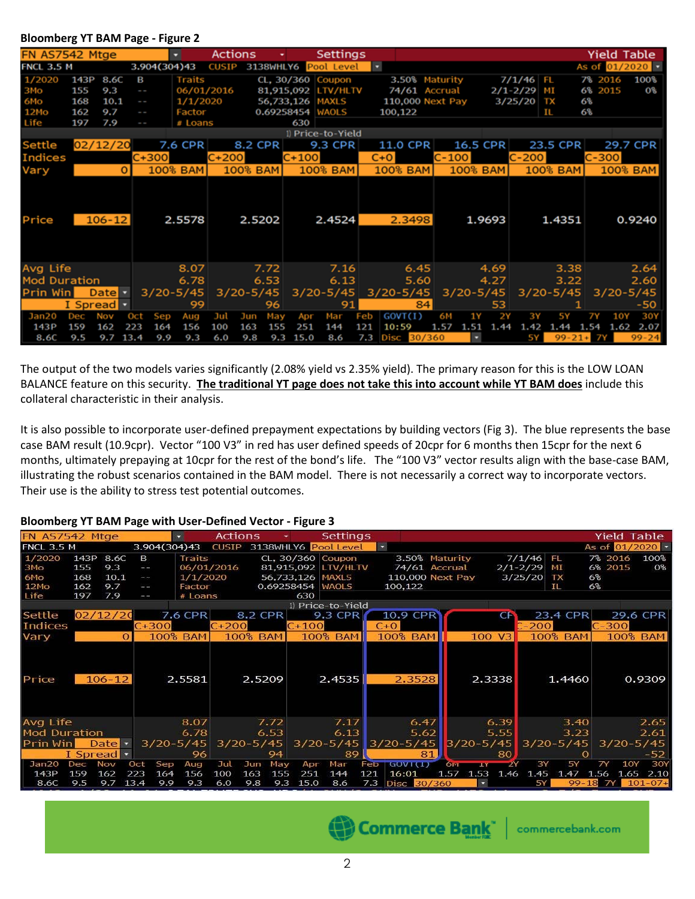**Bloomberg YT BAM Page - Figure 2**

| FN AS7542 Mtge | Actions | Settings | | | | | Yield Table |
|---|---|---|---|---|---|---|---|
| FNCL 3.5 M | 3.904(304)43 | CUSIP 3138WHLY6 | Pool Level | | | | As of 01/2020 |
| Settle 02/12/20 | 7.6 CPR | 8.2 CPR | 9.3 CPR | 11.0 CPR | 16.5 CPR | 23.5 CPR | 29.7 CPR |
| Indices | C+300 | C+200 | C+100 | C+0 | C-100 | C-200 | C-300 |
| Vary 0 | 100% BAM | 100% BAM | 100% BAM | 100% BAM | 100% BAM | 100% BAM | 100% BAM |
| Price 106-12 | 2.5578 | 2.5202 | 2.4524 | 2.3498 | 1.9693 | 1.4351 | 0.9240 |
| Avg Life | 8.07 | 7.72 | 7.16 | 6.45 | 4.69 | 3.38 | 2.64 |
| Mod Duration | 6.78 | 6.53 | 6.13 | 5.60 | 4.27 | 3.22 | 2.60 |
| Prin Win Date | 3/20-5/45 | 3/20-5/45 | 3/20-5/45 | 3/20-5/45 | 3/20-5/45 | 3/20-5/45 | 3/20-5/45 |
| I Spread | 99 | 96 | 91 | 84 | 53 | 1 | -50 |

The output of the two models varies significantly (2.08% yield vs 2.35% yield). The primary reason for this is the LOW LOAN BALANCE feature on this security. **The traditional YT page does not take this into account while YT BAM does** include this collateral characteristic in their analysis.

It is also possible to incorporate user-defined prepayment expectations by building vectors (Fig 3). The blue represents the base case BAM result (10.9cpr). Vector "100 V3" in red has user defined speeds of 20cpr for 6 months then 15cpr for the next 6 months, ultimately prepaying at 10cpr for the rest of the bond's life. The "100 V3" vector results align with the base-case BAM, illustrating the robust scenarios contained in the BAM model. There is not necessarily a correct way to incorporate vectors. Their use is the ability to stress test potential outcomes.

**Bloomberg YT BAM Page with User-Defined Vector - Figure 3**

| FN AS7542 Mtge | Actions | Settings | | | | | Yield Table |
|---|---|---|---|---|---|---|---|
| FNCL 3.5 M | 3.904(304)43 | CUSIP 3138WHLY6 | Pool Level | | | | As of 01/2020 |
| Settle 02/12/20 | 7.6 CPR | 8.2 CPR | 9.3 CPR | 10.9 CPR | CP | 23.4 CPR | 29.6 CPR |
| Indices | C+300 | C+200 | C+100 | C+0 | | C-200 | C-300 |
| Vary 0 | 100% BAM | 100% BAM | 100% BAM | 100% BAM | 100 V3 | 100% BAM | 100% BAM |
| Price 106-12 | 2.5581 | 2.5209 | 2.4535 | 2.3528 | 2.3338 | 1.4460 | 0.9309 |
| Avg Life | 8.07 | 7.72 | 7.17 | 6.47 | 6.39 | 3.40 | 2.65 |
| Mod Duration | 6.78 | 6.53 | 6.13 | 5.62 | 5.55 | 3.23 | 2.61 |
| Prin Win Date | 3/20-5/45 | 3/20-5/45 | 3/20-5/45 | 3/20-5/45 | 3/20-5/45 | 3/20-5/45 | 3/20-5/45 |
| I Spread | 96 | 94 | 89 | 81 | 80 | 0 | -52 |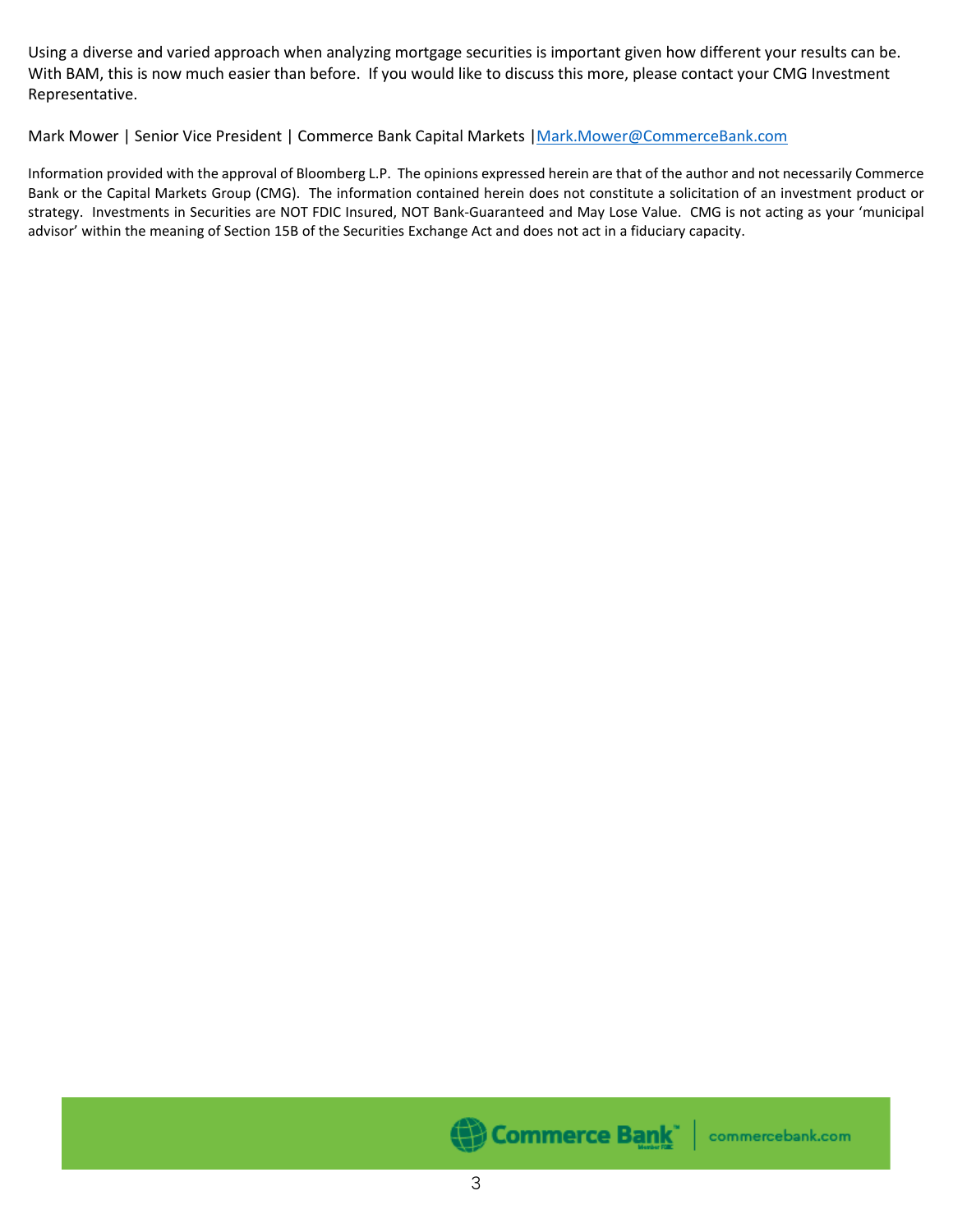Using a diverse and varied approach when analyzing mortgage securities is important given how different your results can be. With BAM, this is now much easier than before. If you would like to discuss this more, please contact your CMG Investment Representative.

Mark Mower | Senior Vice President | Commerce Bank Capital Markets | Mark.Mower@CommerceBank.com

Information provided with the approval of Bloomberg L.P. The opinions expressed herein are that of the author and not necessarily Commerce Bank or the Capital Markets Group (CMG). The information contained herein does not constitute a solicitation of an investment product or strategy. Investments in Securities are NOT FDIC Insured, NOT Bank-Guaranteed and May Lose Value. CMG is not acting as your 'municipal advisor' within the meaning of Section 15B of the Securities Exchange Act and does not act in a fiduciary capacity.

Commerce Bank | commercebank.com